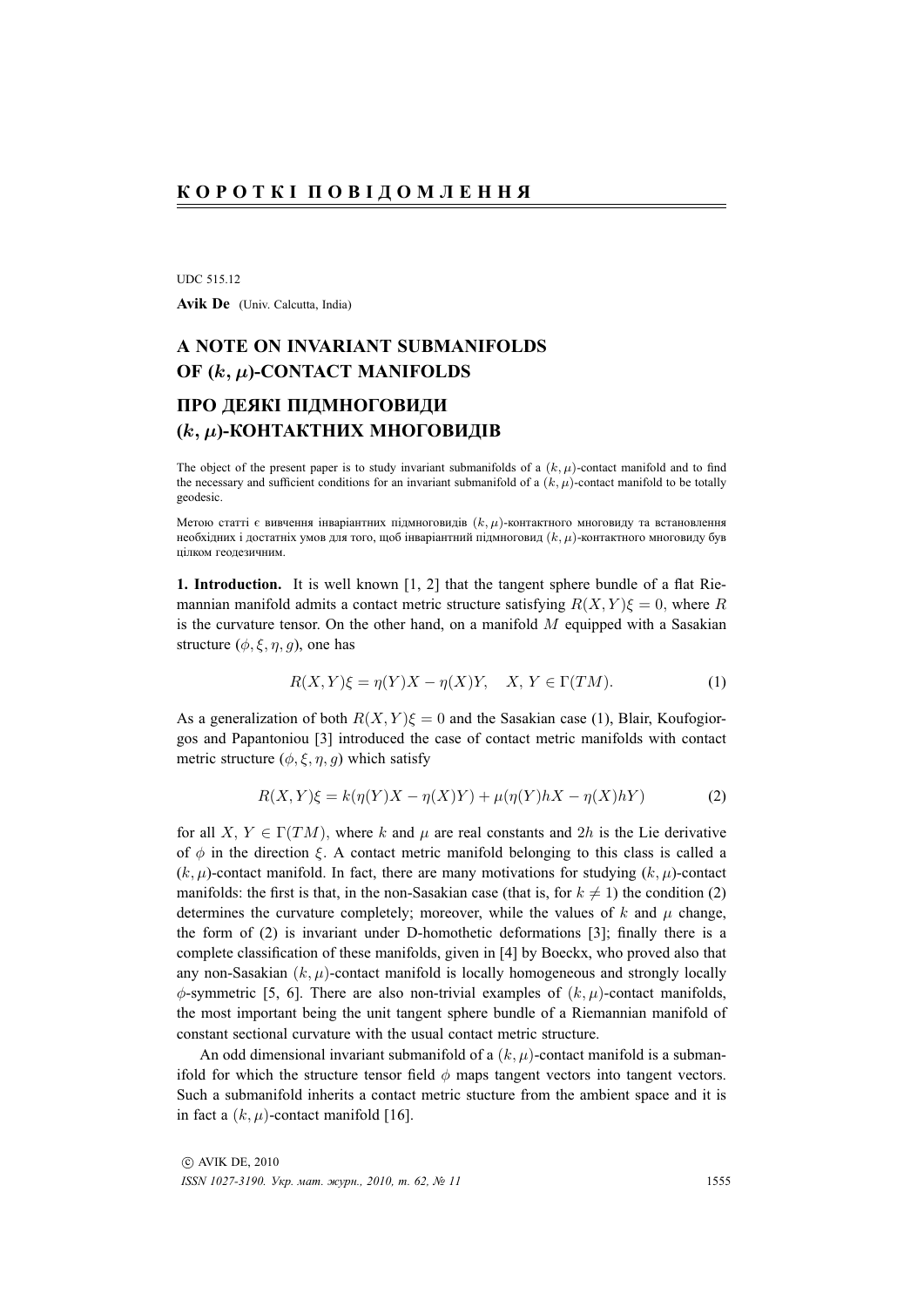## КОРОТКІ ПОВІДОМЛЕННЯ

UDC 515.12

**Avik De** (Univ. Calcutta, India)

# A NOTE ON INVARIANT SUBMANIFOLDS OF $(k, \mu)$-CONTACT MANIFOLDS

# ПРО ДЕЯКІ ПІДМНОГОВИДИ $(k, \mu)$-КОНТАКТНИХ МНОГОВИДІВ

The object of the present paper is to study invariant submanifolds of a $(k, \mu)$-contact manifold and to find the necessary and sufficient conditions for an invariant submanifold of a $(k, \mu)$-contact manifold to be totally geodesic.

Метою статті є вивчення інваріантних підмноговидів $(k, \mu)$-контактного многовиду та встановлення необхідних і достатніх умов для того, щоб інваріантний підмноговид $(k, \mu)$-контактного многовиду був цілком геодезичним.

**1. Introduction.** It is well known [1, 2] that the tangent sphere bundle of a flat Riemannian manifold admits a contact metric structure satisfying $R(X, Y)\xi = 0$, where $R$ is the curvature tensor. On the other hand, on a manifold $M$ equipped with a Sasakian structure $(\phi, \xi, \eta, g)$, one has

$$R(X, Y)\xi = \eta(Y)X - \eta(X)Y, \quad X, Y \in \Gamma(TM). \tag{1}$$

As a generalization of both $R(X, Y)\xi = 0$ and the Sasakian case (1), Blair, Koufogiorgos and Papantoniou [3] introduced the case of contact metric manifolds with contact metric structure $(\phi, \xi, \eta, g)$ which satisfy

$$R(X, Y)\xi = k(\eta(Y)X - \eta(X)Y) + \mu(\eta(Y)hX - \eta(X)hY) \tag{2}$$

for all $X, Y \in \Gamma(TM)$, where $k$ and $\mu$ are real constants and $2h$ is the Lie derivative of $\phi$ in the direction $\xi$. A contact metric manifold belonging to this class is called a $(k, \mu)$-contact manifold. In fact, there are many motivations for studying $(k, \mu)$-contact manifolds: the first is that, in the non-Sasakian case (that is, for $k \neq 1$) the condition (2) determines the curvature completely; moreover, while the values of $k$ and $\mu$ change, the form of (2) is invariant under D-homothetic deformations [3]; finally there is a complete classification of these manifolds, given in [4] by Boeckx, who proved also that any non-Sasakian $(k, \mu)$-contact manifold is locally homogeneous and strongly locally $\phi$-symmetric [5, 6]. There are also non-trivial examples of $(k, \mu)$-contact manifolds, the most important being the unit tangent sphere bundle of a Riemannian manifold of constant sectional curvature with the usual contact metric structure.

An odd dimensional invariant submanifold of a $(k, \mu)$-contact manifold is a submanifold for which the structure tensor field $\phi$ maps tangent vectors into tangent vectors. Such a submanifold inherits a contact metric stucture from the ambient space and it is in fact a $(k, \mu)$-contact manifold [16].

© AVIK DE, 2010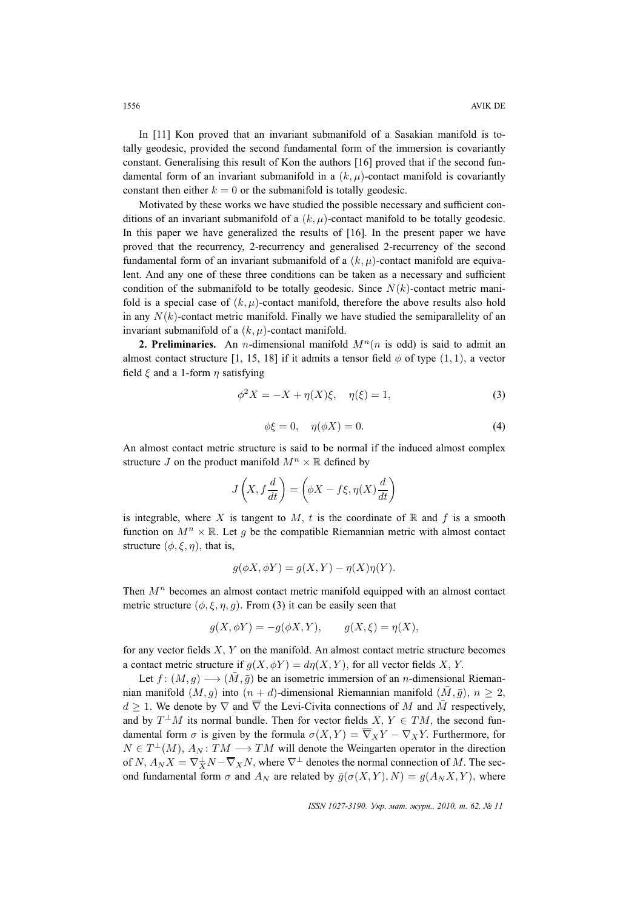In [11] Kon proved that an invariant submanifold of a Sasakian manifold is totally geodesic, provided the second fundamental form of the immersion is covariantly constant. Generalising this result of Kon the authors [16] proved that if the second fundamental form of an invariant submanifold in a $(k, \mu)$-contact manifold is covariantly constant then either $k = 0$ or the submanifold is totally geodesic.

Motivated by these works we have studied the possible necessary and sufficient conditions of an invariant submanifold of a $(k, \mu)$-contact manifold to be totally geodesic. In this paper we have generalized the results of [16]. In the present paper we have proved that the recurrency, 2-recurrency and generalised 2-recurrency of the second fundamental form of an invariant submanifold of a $(k, \mu)$-contact manifold are equivalent. And any one of these three conditions can be taken as a necessary and sufficient condition of the submanifold to be totally geodesic. Since $N(k)$-contact metric manifold is a special case of $(k, \mu)$-contact manifold, therefore the above results also hold in any $N(k)$-contact metric manifold. Finally we have studied the semiparallelity of an invariant submanifold of a $(k, \mu)$-contact manifold.

**2. Preliminaries.** An $n$-dimensional manifold $M^n$($n$ is odd) is said to admit an almost contact structure [1, 15, 18] if it admits a tensor field $\phi$ of type $(1, 1)$, a vector field $\xi$ and a 1-form $\eta$ satisfying

$$\phi^2 X = -X + \eta(X)\xi, \quad \eta(\xi) = 1, \tag{3}$$

$$\phi\xi = 0, \quad \eta(\phi X) = 0. \tag{4}$$

An almost contact metric structure is said to be normal if the induced almost complex structure $J$ on the product manifold $M^n \times \mathbb{R}$ defined by

$$J\left(X, f\frac{d}{dt}\right) = \left(\phi X - f\xi, \eta(X)\frac{d}{dt}\right)$$

is integrable, where $X$ is tangent to $M$, $t$ is the coordinate of $\mathbb{R}$ and $f$ is a smooth function on $M^n \times \mathbb{R}$. Let $g$ be the compatible Riemannian metric with almost contact structure $(\phi, \xi, \eta)$, that is,

$$g(\phi X, \phi Y) = g(X, Y) - \eta(X)\eta(Y).$$

Then $M^n$ becomes an almost contact metric manifold equipped with an almost contact metric structure $(\phi, \xi, \eta, g)$. From (3) it can be easily seen that

$$g(X, \phi Y) = -g(\phi X, Y), \qquad g(X, \xi) = \eta(X),$$

for any vector fields $X$, $Y$ on the manifold. An almost contact metric structure becomes a contact metric structure if $g(X, \phi Y) = d\eta(X, Y)$, for all vector fields $X$, $Y$.

Let $f\colon (M, g) \longrightarrow (\bar{M}, \bar{g})$ be an isometric immersion of an $n$-dimensional Riemannian manifold $(M, g)$ into $(n + d)$-dimensional Riemannian manifold $(\bar{M}, \bar{g})$, $n \geq 2$, $d \geq 1$. We denote by $\nabla$ and $\overline{\nabla}$ the Levi-Civita connections of $M$ and $\bar{M}$ respectively, and by $T^{\perp}M$ its normal bundle. Then for vector fields $X$, $Y \in TM$, the second fundamental form $\sigma$ is given by the formula $\sigma(X, Y) = \overline{\nabla}_X Y - \nabla_X Y$. Furthermore, for $N \in T^{\perp}(M)$, $A_N\colon TM \longrightarrow TM$ will denote the Weingarten operator in the direction of $N$, $A_N X = \nabla^{\perp}_X N - \overline{\nabla}_X N$, where $\nabla^{\perp}$ denotes the normal connection of $M$. The second fundamental form $\sigma$ and $A_N$ are related by $\bar{g}(\sigma(X, Y), N) = g(A_N X, Y)$, where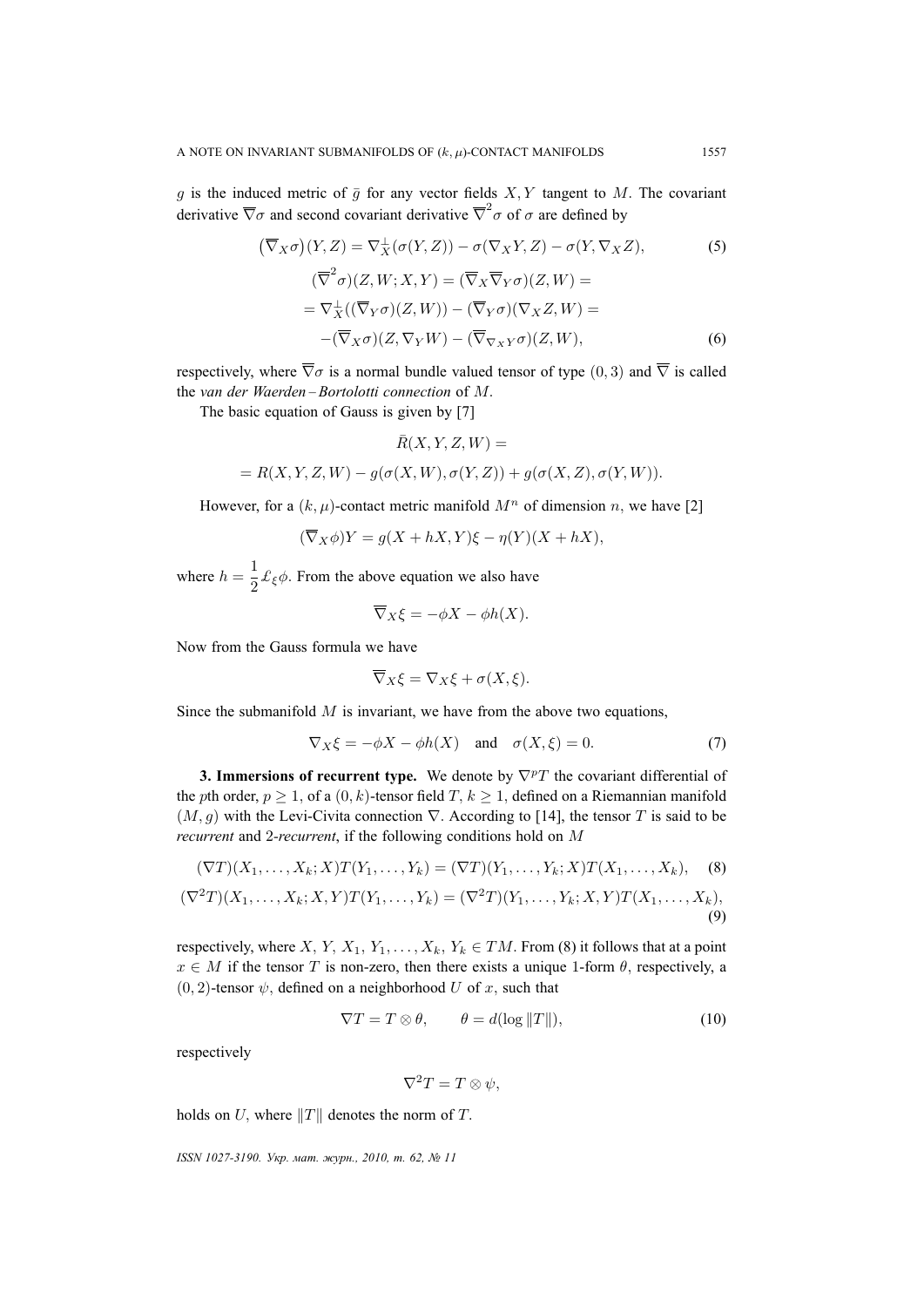$g$ is the induced metric of $\bar{g}$ for any vector fields $X, Y$ tangent to $M$. The covariant derivative $\overline{\nabla}\sigma$ and second covariant derivative $\overline{\nabla}^2\sigma$ of $\sigma$ are defined by

$$\big(\overline{\nabla}_X\sigma\big)(Y,Z) = \nabla^{\perp}_X(\sigma(Y,Z)) - \sigma(\nabla_X Y, Z) - \sigma(Y, \nabla_X Z), \tag{5}$$

$$(\overline{\nabla}^2\sigma)(Z,W;X,Y) = (\overline{\nabla}_X\overline{\nabla}_Y\sigma)(Z,W) =$$
$$= \nabla^{\perp}_X((\overline{\nabla}_Y\sigma)(Z,W)) - (\overline{\nabla}_Y\sigma)(\nabla_X Z, W) =$$
$$-(\overline{\nabla}_X\sigma)(Z, \nabla_Y W) - (\overline{\nabla}_{\nabla_X Y}\sigma)(Z,W), \tag{6}$$

respectively, where $\overline{\nabla}\sigma$ is a normal bundle valued tensor of type $(0,3)$ and $\overline{\nabla}$ is called the *van der Waerden – Bortolotti connection* of $M$.

The basic equation of Gauss is given by [7]

$$\bar{R}(X,Y,Z,W) =$$
$$= R(X,Y,Z,W) - g(\sigma(X,W), \sigma(Y,Z)) + g(\sigma(X,Z), \sigma(Y,W)).$$

However, for a $(k,\mu)$-contact metric manifold $M^n$ of dimension $n$, we have [2]

$$(\overline{\nabla}_X\phi)Y = g(X + hX, Y)\xi - \eta(Y)(X + hX),$$

where $h = \dfrac{1}{2}\pounds_\xi\phi$. From the above equation we also have

$$\overline{\nabla}_X\xi = -\phi X - \phi h(X).$$

Now from the Gauss formula we have

$$\overline{\nabla}_X\xi = \nabla_X\xi + \sigma(X,\xi).$$

Since the submanifold $M$ is invariant, we have from the above two equations,

$$\nabla_X\xi = -\phi X - \phi h(X) \quad \text{and} \quad \sigma(X,\xi) = 0. \tag{7}$$

**3. Immersions of recurrent type.** We denote by $\nabla^p T$ the covariant differential of the $p$th order, $p \geq 1$, of a $(0,k)$-tensor field $T$, $k \geq 1$, defined on a Riemannian manifold $(M,g)$ with the Levi-Civita connection $\nabla$. According to [14], the tensor $T$ is said to be *recurrent* and *2-recurrent*, if the following conditions hold on $M$

$$(\nabla T)(X_1,\ldots,X_k;X)T(Y_1,\ldots,Y_k) = (\nabla T)(Y_1,\ldots,Y_k;X)T(X_1,\ldots,X_k), \tag{8}$$

$$(\nabla^2 T)(X_1,\ldots,X_k;X,Y)T(Y_1,\ldots,Y_k) = (\nabla^2 T)(Y_1,\ldots,Y_k;X,Y)T(X_1,\ldots,X_k), \tag{9}$$

respectively, where $X$, $Y$, $X_1$, $Y_1, \ldots, X_k$, $Y_k \in TM$. From (8) it follows that at a point $x \in M$ if the tensor $T$ is non-zero, then there exists a unique 1-form $\theta$, respectively, a $(0,2)$-tensor $\psi$, defined on a neighborhood $U$ of $x$, such that

$$\nabla T = T \otimes \theta, \qquad \theta = d(\log\|T\|), \tag{10}$$

respectively

$$\nabla^2 T = T \otimes \psi,$$

holds on $U$, where $\|T\|$ denotes the norm of $T$.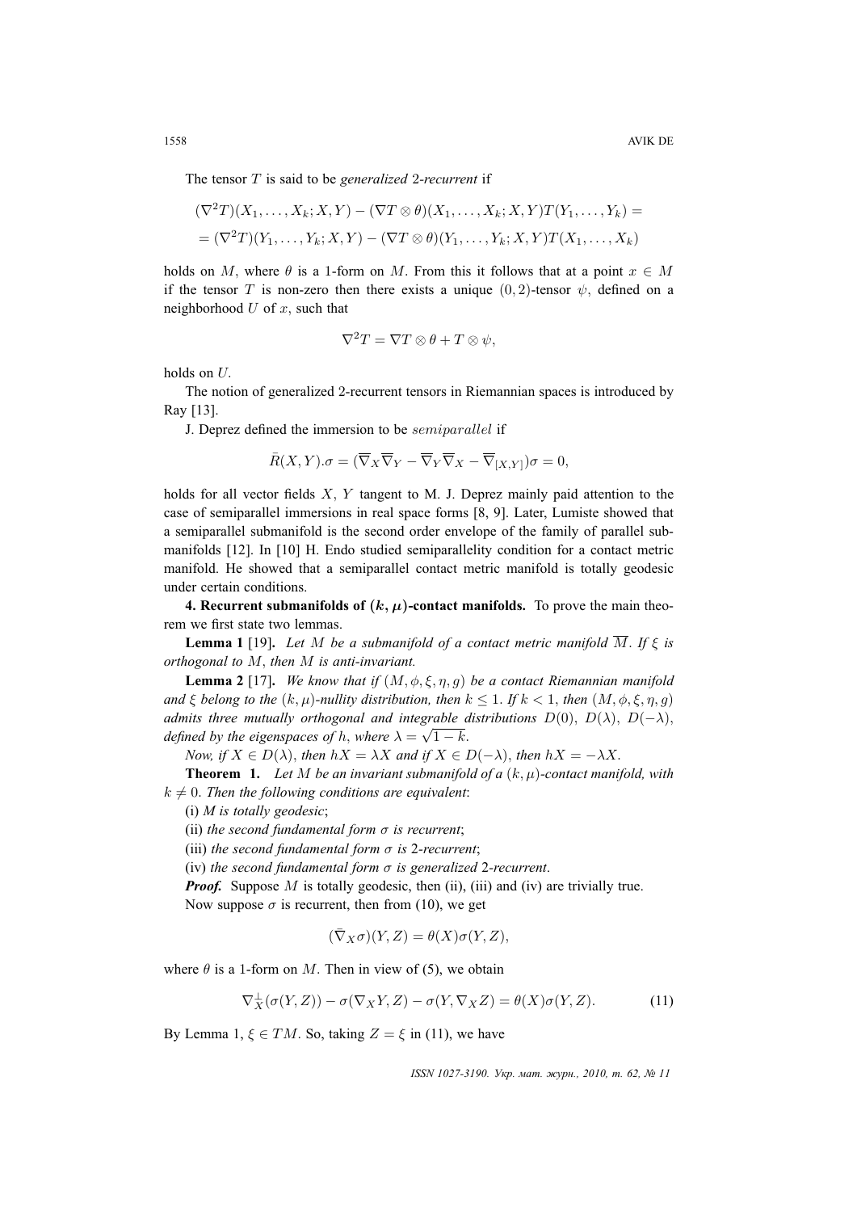The tensor $T$ is said to be *generalized* 2*-recurrent* if

$$(\nabla^2 T)(X_1, \ldots, X_k; X, Y) - (\nabla T \otimes \theta)(X_1, \ldots, X_k; X, Y) T(Y_1, \ldots, Y_k) =$$

$$= (\nabla^2 T)(Y_1, \ldots, Y_k; X, Y) - (\nabla T \otimes \theta)(Y_1, \ldots, Y_k; X, Y) T(X_1, \ldots, X_k)$$

holds on $M$, where $\theta$ is a 1-form on $M$. From this it follows that at a point $x \in M$ if the tensor $T$ is non-zero then there exists a unique $(0, 2)$-tensor $\psi$, defined on a neighborhood $U$ of $x$, such that

$$\nabla^2 T = \nabla T \otimes \theta + T \otimes \psi,$$

holds on $U$.

The notion of generalized 2-recurrent tensors in Riemannian spaces is introduced by Ray [13].

J. Deprez defined the immersion to be *semiparallel* if

$$\bar{R}(X, Y).\sigma = (\overline{\nabla}_X \overline{\nabla}_Y - \overline{\nabla}_Y \overline{\nabla}_X - \overline{\nabla}_{[X,Y]})\sigma = 0,$$

holds for all vector fields $X$, $Y$ tangent to M. J. Deprez mainly paid attention to the case of semiparallel immersions in real space forms [8, 9]. Later, Lumiste showed that a semiparallel submanifold is the second order envelope of the family of parallel submanifolds [12]. In [10] H. Endo studied semiparallelity condition for a contact metric manifold. He showed that a semiparallel contact metric manifold is totally geodesic under certain conditions.

**4. Recurrent submanifolds of $(k, \mu)$-contact manifolds.** To prove the main theorem we first state two lemmas.

**Lemma 1** [19]**.** *Let $M$ be a submanifold of a contact metric manifold $\overline{M}$. If $\xi$ is orthogonal to $M$, then $M$ is anti-invariant.*

**Lemma 2** [17]**.** *We know that if $(M, \phi, \xi, \eta, g)$ be a contact Riemannian manifold and $\xi$ belong to the $(k, \mu)$-nullity distribution, then $k \leq 1$. If $k < 1$, then $(M, \phi, \xi, \eta, g)$ admits three mutually orthogonal and integrable distributions $D(0)$, $D(\lambda)$, $D(-\lambda)$, defined by the eigenspaces of $h$, where $\lambda = \sqrt{1-k}$.*

*Now, if $X \in D(\lambda)$, then $hX = \lambda X$ and if $X \in D(-\lambda)$, then $hX = -\lambda X$.*

**Theorem 1.** *Let $M$ be an invariant submanifold of a $(k, \mu)$-contact manifold, with $k \neq 0$. Then the following conditions are equivalent*:

(i) *$M$ is totally geodesic*;

(ii) *the second fundamental form $\sigma$ is recurrent*;

(iii) *the second fundamental form $\sigma$ is* 2*-recurrent*;

(iv) *the second fundamental form $\sigma$ is generalized* 2*-recurrent*.

***Proof.*** Suppose $M$ is totally geodesic, then (ii), (iii) and (iv) are trivially true.

Now suppose $\sigma$ is recurrent, then from (10), we get

$$(\bar{\nabla}_X \sigma)(Y, Z) = \theta(X)\sigma(Y, Z),$$

where $\theta$ is a 1-form on $M$. Then in view of (5), we obtain

$$\nabla^{\perp}_X(\sigma(Y, Z)) - \sigma(\nabla_X Y, Z) - \sigma(Y, \nabla_X Z) = \theta(X)\sigma(Y, Z). \tag{11}$$

By Lemma 1, $\xi \in TM$. So, taking $Z = \xi$ in (11), we have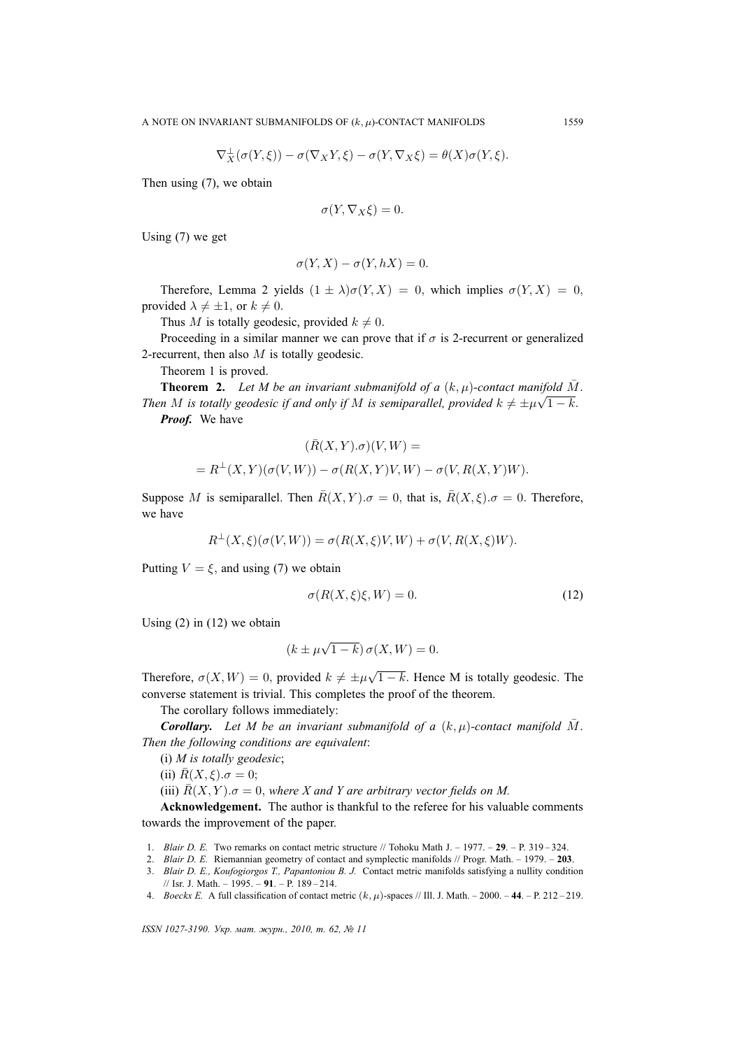$$\nabla_X^{\perp}(\sigma(Y,\xi)) - \sigma(\nabla_X Y, \xi) - \sigma(Y, \nabla_X \xi) = \theta(X)\sigma(Y,\xi).$$

Then using (7), we obtain

$$\sigma(Y, \nabla_X \xi) = 0.$$

Using (7) we get

$$\sigma(Y, X) - \sigma(Y, hX) = 0.$$

Therefore, Lemma 2 yields $(1 \pm \lambda)\sigma(Y,X) = 0$, which implies $\sigma(Y,X) = 0$, provided $\lambda \neq \pm 1$, or $k \neq 0$.

Thus $M$ is totally geodesic, provided $k \neq 0$.

Proceeding in a similar manner we can prove that if $\sigma$ is 2-recurrent or generalized 2-recurrent, then also $M$ is totally geodesic.

Theorem 1 is proved.

**Theorem 2.** *Let M be an invariant submanifold of a $(k,\mu)$-contact manifold $\bar{M}$. Then M is totally geodesic if and only if M is semiparallel, provided $k \neq \pm\mu\sqrt{1-k}$.*

***Proof.*** We have

$$(\bar{R}(X,Y).\sigma)(V,W) =$$

$$= R^{\perp}(X,Y)(\sigma(V,W)) - \sigma(R(X,Y)V,W) - \sigma(V, R(X,Y)W).$$

Suppose $M$ is semiparallel. Then $\bar{R}(X,Y).\sigma = 0$, that is, $\bar{R}(X,\xi).\sigma = 0$. Therefore, we have

$$R^{\perp}(X,\xi)(\sigma(V,W)) = \sigma(R(X,\xi)V,W) + \sigma(V, R(X,\xi)W).$$

Putting $V = \xi$, and using (7) we obtain

$$\sigma(R(X,\xi)\xi, W) = 0. \tag{12}$$

Using (2) in (12) we obtain

$$(k \pm \mu\sqrt{1-k})\,\sigma(X,W) = 0.$$

Therefore, $\sigma(X,W) = 0$, provided $k \neq \pm\mu\sqrt{1-k}$. Hence M is totally geodesic. The converse statement is trivial. This completes the proof of the theorem.

The corollary follows immediately:

***Corollary.*** *Let M be an invariant submanifold of a $(k,\mu)$-contact manifold $\bar{M}$. Then the following conditions are equivalent*:

(i) *M is totally geodesic*;

(ii) $\bar{R}(X,\xi).\sigma = 0$;

(iii) $\bar{R}(X,Y).\sigma = 0$, *where X and Y are arbitrary vector fields on M.*

**Acknowledgement.** The author is thankful to the referee for his valuable comments towards the improvement of the paper.

1. *Blair D. E.* Two remarks on contact metric structure // Tohoku Math J. – 1977. – **29**. – P. 319 – 324.
2. *Blair D. E.* Riemannian geometry of contact and symplectic manifolds // Progr. Math. – 1979. – **203**.
3. *Blair D. E., Koufogiorgos T., Papantoniou B. J.* Contact metric manifolds satisfying a nullity condition // Isr. J. Math. – 1995. – **91**. – P. 189 – 214.
4. *Boeckx E.* A full classification of contact metric $(k,\mu)$-spaces // Ill. J. Math. – 2000. – **44**. – P. 212 – 219.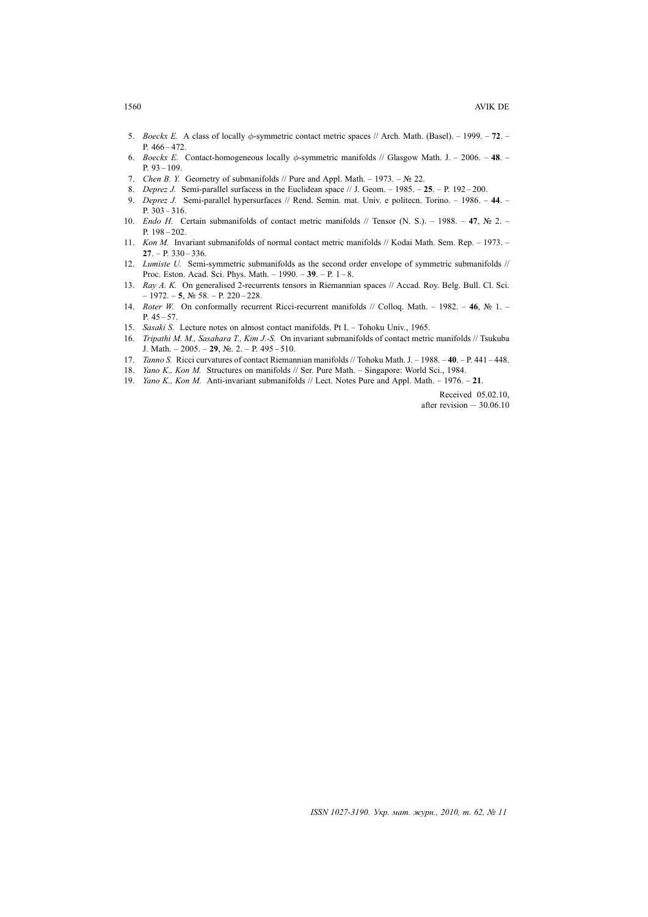5. *Boeckx E.* A class of locally $\phi$-symmetric contact metric spaces // Arch. Math. (Basel). – 1999. – **72**. – P. 466 – 472.
6. *Boeckx E.* Contact-homogeneous locally $\phi$-symmetric manifolds // Glasgow Math. J. – 2006. – **48**. – P. 93 – 109.
7. *Chen B. Y.* Geometry of submanifolds // Pure and Appl. Math. – 1973. – № 22.
8. *Deprez J.* Semi-parallel surfacess in the Euclidean space // J. Geom. – 1985. – **25**. – P. 192 – 200.
9. *Deprez J.* Semi-parallel hypersurfaces // Rend. Semin. mat. Univ. e politecn. Torino. – 1986. – **44**. – P. 303 – 316.
10. *Endo H.* Certain submanifolds of contact metric manifolds // Tensor (N. S.). – 1988. – **47**, № 2. – P. 198 – 202.
11. *Kon M.* Invariant submanifolds of normal contact metric manifolds // Kodai Math. Sem. Rep. – 1973. – **27**. – P. 330 – 336.
12. *Lumiste U.* Semi-symmetric submanifolds as the second order envelope of symmetric submanifolds // Proc. Eston. Acad. Sci. Phys. Math. – 1990. – **39**. – P. 1 – 8.
13. *Ray A. K.* On generalised 2-recurrents tensors in Riemannian spaces // Accad. Roy. Belg. Bull. Cl. Sci. – 1972. – **5**, № 58. – P. 220 – 228.
14. *Roter W.* On conformally recurrent Ricci-recurrent manifolds // Colloq. Math. – 1982. – **46**, № 1. – P. 45 – 57.
15. *Sasaki S.* Lecture notes on almost contact manifolds. Pt I. – Tohoku Univ., 1965.
16. *Tripathi M. M., Sasahara T., Kim J.-S.* On invariant submanifolds of contact metric manifolds // Tsukuba J. Math. – 2005. – **29**, №. 2. – P. 495 – 510.
17. *Tanno S.* Ricci curvatures of contact Riemannian manifolds // Tohoku Math. J. – 1988. – **40**. – P. 441 – 448.
18. *Yano K., Kon M.* Structures on manifolds // Ser. Pure Math. – Singapore: World Sci., 1984.
19. *Yano K., Kon M.* Anti-invariant submanifolds // Lect. Notes Pure and Appl. Math. – 1976. – **21**.

Received 05.02.10,
after revision — 30.06.10